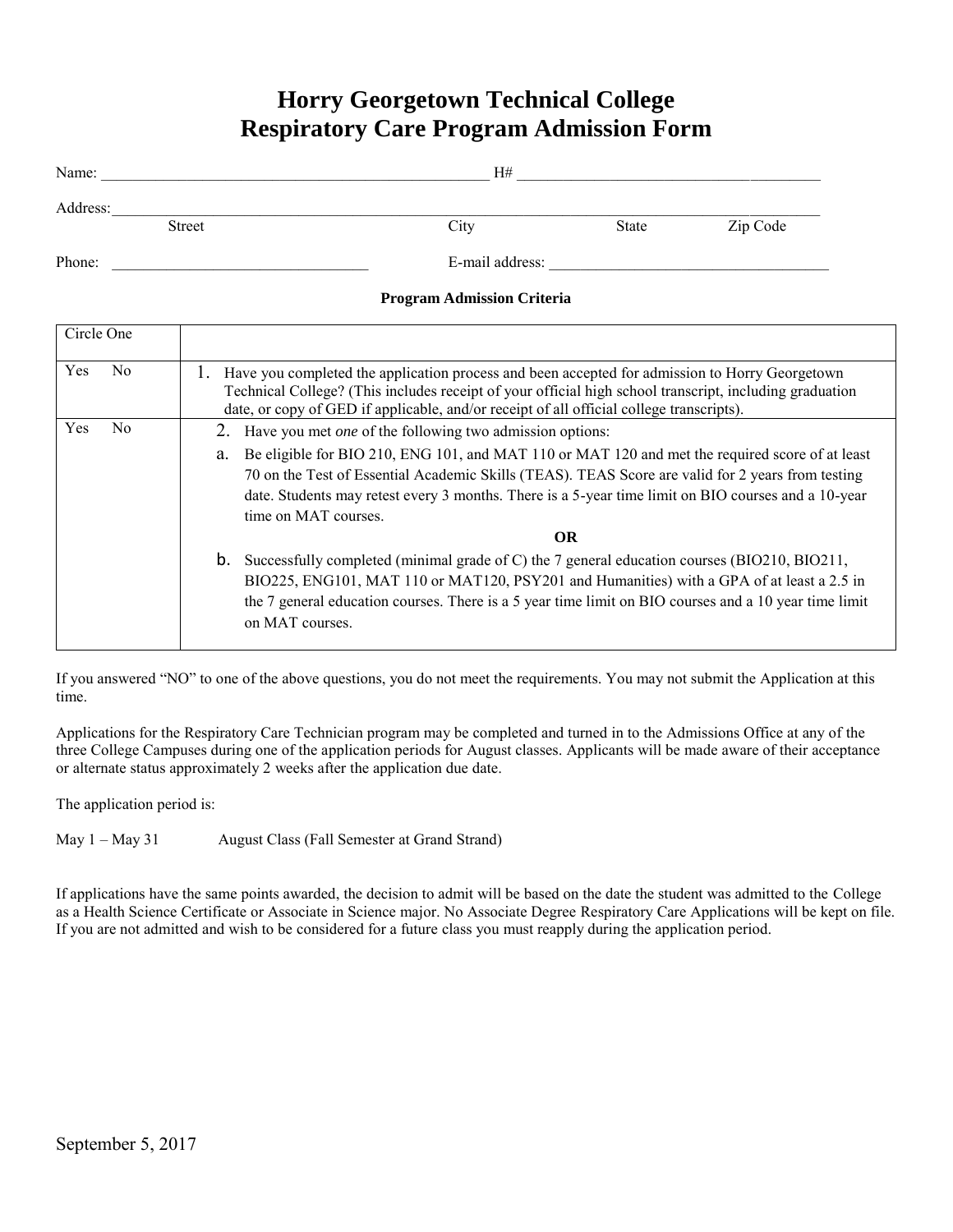# Horry Georgetown Technical College
# Respiratory Care Program Admission Form

Name: ___________________________________________________ H# ________________________________________

Address: ______________________________________________________________________________________________
Street City State Zip Code

Phone: _________________________________ E-mail address: _____________________________________

**Program Admission Criteria**

| Circle One | |
|---|---|
| Yes No | 1. Have you completed the application process and been accepted for admission to Horry Georgetown Technical College? (This includes receipt of your official high school transcript, including graduation date, or copy of GED if applicable, and/or receipt of all official college transcripts). |
| Yes No | 2. Have you met *one* of the following two admission options:<br>a. Be eligible for BIO 210, ENG 101, and MAT 110 or MAT 120 and met the required score of at least 70 on the Test of Essential Academic Skills (TEAS). TEAS Score are valid for 2 years from testing date. Students may retest every 3 months. There is a 5-year time limit on BIO courses and a 10-year time on MAT courses.<br>**OR**<br>b. Successfully completed (minimal grade of C) the 7 general education courses (BIO210, BIO211, BIO225, ENG101, MAT 110 or MAT120, PSY201 and Humanities) with a GPA of at least a 2.5 in the 7 general education courses. There is a 5 year time limit on BIO courses and a 10 year time limit on MAT courses. |

If you answered "NO" to one of the above questions, you do not meet the requirements. You may not submit the Application at this time.

Applications for the Respiratory Care Technician program may be completed and turned in to the Admissions Office at any of the three College Campuses during one of the application periods for August classes. Applicants will be made aware of their acceptance or alternate status approximately 2 weeks after the application due date.

The application period is:

May 1 – May 31 August Class (Fall Semester at Grand Strand)

If applications have the same points awarded, the decision to admit will be based on the date the student was admitted to the College as a Health Science Certificate or Associate in Science major. No Associate Degree Respiratory Care Applications will be kept on file. If you are not admitted and wish to be considered for a future class you must reapply during the application period.

September 5, 2017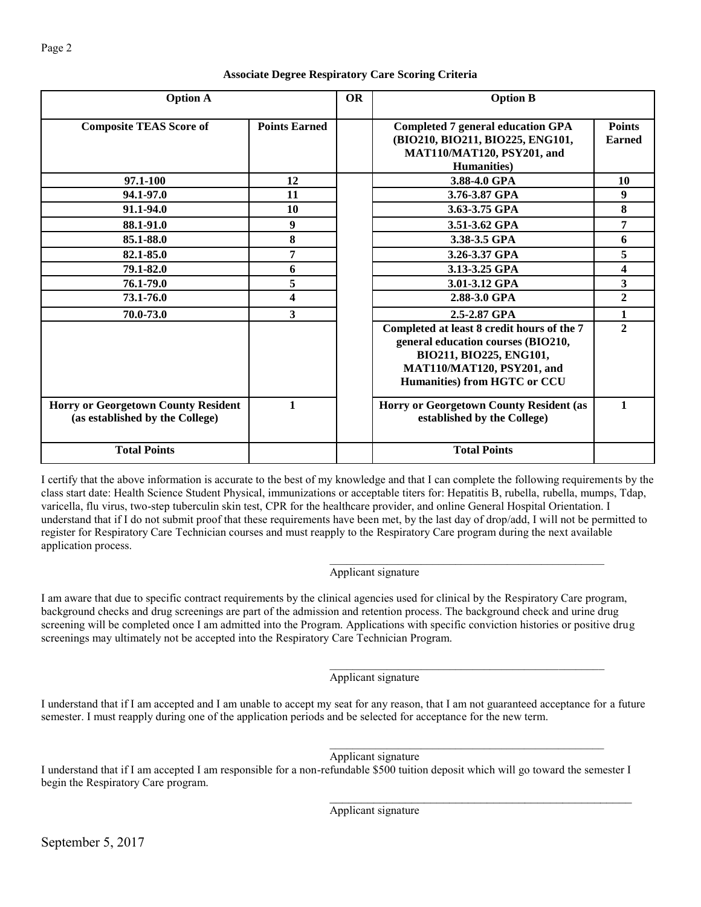**Associate Degree Respiratory Care Scoring Criteria**

| Option A | | OR | Option B | |
|---|---|---|---|---|
| **Composite TEAS Score of** | **Points Earned** | | **Completed 7 general education GPA (BIO210, BIO211, BIO225, ENG101, MAT110/MAT120, PSY201, and Humanities)** | **Points Earned** |
| 97.1-100 | 12 | | 3.88-4.0 GPA | 10 |
| 94.1-97.0 | 11 | | 3.76-3.87 GPA | 9 |
| 91.1-94.0 | 10 | | 3.63-3.75 GPA | 8 |
| 88.1-91.0 | 9 | | 3.51-3.62 GPA | 7 |
| 85.1-88.0 | 8 | | 3.38-3.5 GPA | 6 |
| 82.1-85.0 | 7 | | 3.26-3.37 GPA | 5 |
| 79.1-82.0 | 6 | | 3.13-3.25 GPA | 4 |
| 76.1-79.0 | 5 | | 3.01-3.12 GPA | 3 |
| 73.1-76.0 | 4 | | 2.88-3.0 GPA | 2 |
| 70.0-73.0 | 3 | | 2.5-2.87 GPA | 1 |
| | | | Completed at least 8 credit hours of the 7 general education courses (BIO210, BIO211, BIO225, ENG101, MAT110/MAT120, PSY201, and Humanities) from HGTC or CCU | 2 |
| Horry or Georgetown County Resident (as established by the College) | 1 | | Horry or Georgetown County Resident (as established by the College) | 1 |
| **Total Points** | | | **Total Points** | |

I certify that the above information is accurate to the best of my knowledge and that I can complete the following requirements by the class start date: Health Science Student Physical, immunizations or acceptable titers for: Hepatitis B, rubella, rubella, mumps, Tdap, varicella, flu virus, two-step tuberculin skin test, CPR for the healthcare provider, and online General Hospital Orientation. I understand that if I do not submit proof that these requirements have been met, by the last day of drop/add, I will not be permitted to register for Respiratory Care Technician courses and must reapply to the Respiratory Care program during the next available application process.

\_\_\_\_\_\_\_\_\_\_\_\_\_\_\_\_\_\_\_\_\_\_\_\_\_\_\_\_\_\_\_\_\_\_\_\_\_\_\_\_\_\_\_\_\_\_\_\_\_\_

Applicant signature

I am aware that due to specific contract requirements by the clinical agencies used for clinical by the Respiratory Care program, background checks and drug screenings are part of the admission and retention process. The background check and urine drug screening will be completed once I am admitted into the Program. Applications with specific conviction histories or positive drug screenings may ultimately not be accepted into the Respiratory Care Technician Program.

\_\_\_\_\_\_\_\_\_\_\_\_\_\_\_\_\_\_\_\_\_\_\_\_\_\_\_\_\_\_\_\_\_\_\_\_\_\_\_\_\_\_\_\_\_\_\_\_\_\_

Applicant signature

I understand that if I am accepted and I am unable to accept my seat for any reason, that I am not guaranteed acceptance for a future semester. I must reapply during one of the application periods and be selected for acceptance for the new term.

\_\_\_\_\_\_\_\_\_\_\_\_\_\_\_\_\_\_\_\_\_\_\_\_\_\_\_\_\_\_\_\_\_\_\_\_\_\_\_\_\_\_\_\_\_\_\_\_\_\_

Applicant signature

I understand that if I am accepted I am responsible for a non-refundable $500 tuition deposit which will go toward the semester I begin the Respiratory Care program.

\_\_\_\_\_\_\_\_\_\_\_\_\_\_\_\_\_\_\_\_\_\_\_\_\_\_\_\_\_\_\_\_\_\_\_\_\_\_\_\_\_\_\_\_\_\_\_\_\_\_

Applicant signature

September 5, 2017